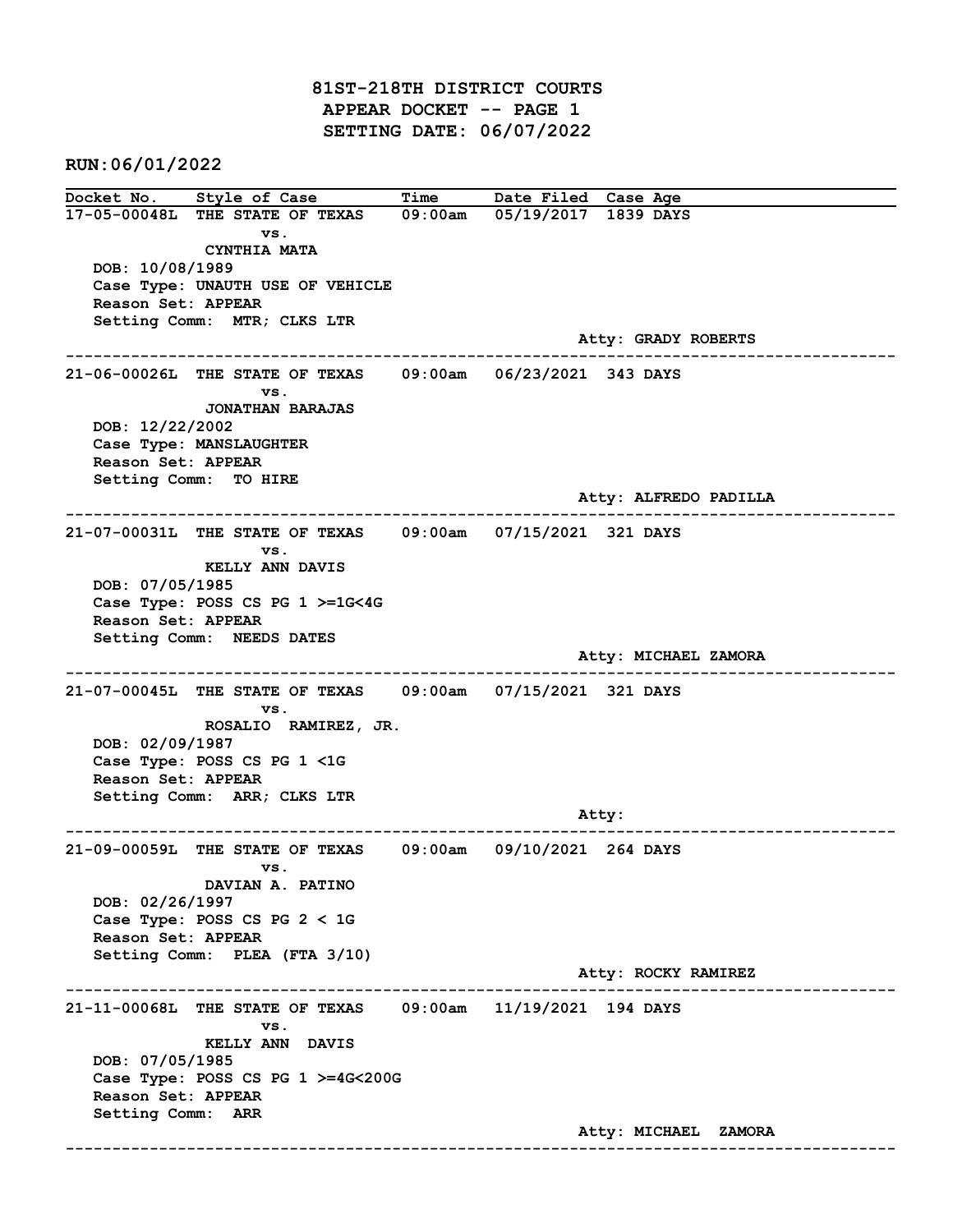# 81ST-218TH DISTRICT COURTS
## APPEAR DOCKET -- PAGE 1
## SETTING DATE: 06/07/2022

**RUN:06/01/2022**

| Docket No. | Style of Case | Time | Date Filed | Case Age |
|---|---|---|---|---|

---

**17-05-00048L** THE STATE OF TEXAS vs. CYNTHIA MATA — 09:00am — 05/19/2017 — 1839 DAYS

DOB: 10/08/1989
Case Type: UNAUTH USE OF VEHICLE
Reason Set: APPEAR
Setting Comm: MTR; CLKS LTR
Atty: GRADY ROBERTS

---

**21-06-00026L** THE STATE OF TEXAS vs. JONATHAN BARAJAS — 09:00am — 06/23/2021 — 343 DAYS

DOB: 12/22/2002
Case Type: MANSLAUGHTER
Reason Set: APPEAR
Setting Comm: TO HIRE
Atty: ALFREDO PADILLA

---

**21-07-00031L** THE STATE OF TEXAS vs. KELLY ANN DAVIS — 09:00am — 07/15/2021 — 321 DAYS

DOB: 07/05/1985
Case Type: POSS CS PG 1 >=1G<4G
Reason Set: APPEAR
Setting Comm: NEEDS DATES
Atty: MICHAEL ZAMORA

---

**21-07-00045L** THE STATE OF TEXAS vs. ROSALIO RAMIREZ, JR. — 09:00am — 07/15/2021 — 321 DAYS

DOB: 02/09/1987
Case Type: POSS CS PG 1 <1G
Reason Set: APPEAR
Setting Comm: ARR; CLKS LTR
Atty:

---

**21-09-00059L** THE STATE OF TEXAS vs. DAVIAN A. PATINO — 09:00am — 09/10/2021 — 264 DAYS

DOB: 02/26/1997
Case Type: POSS CS PG 2 < 1G
Reason Set: APPEAR
Setting Comm: PLEA (FTA 3/10)
Atty: ROCKY RAMIREZ

---

**21-11-00068L** THE STATE OF TEXAS vs. KELLY ANN DAVIS — 09:00am — 11/19/2021 — 194 DAYS

DOB: 07/05/1985
Case Type: POSS CS PG 1 >=4G<200G
Reason Set: APPEAR
Setting Comm: ARR
Atty: MICHAEL ZAMORA

---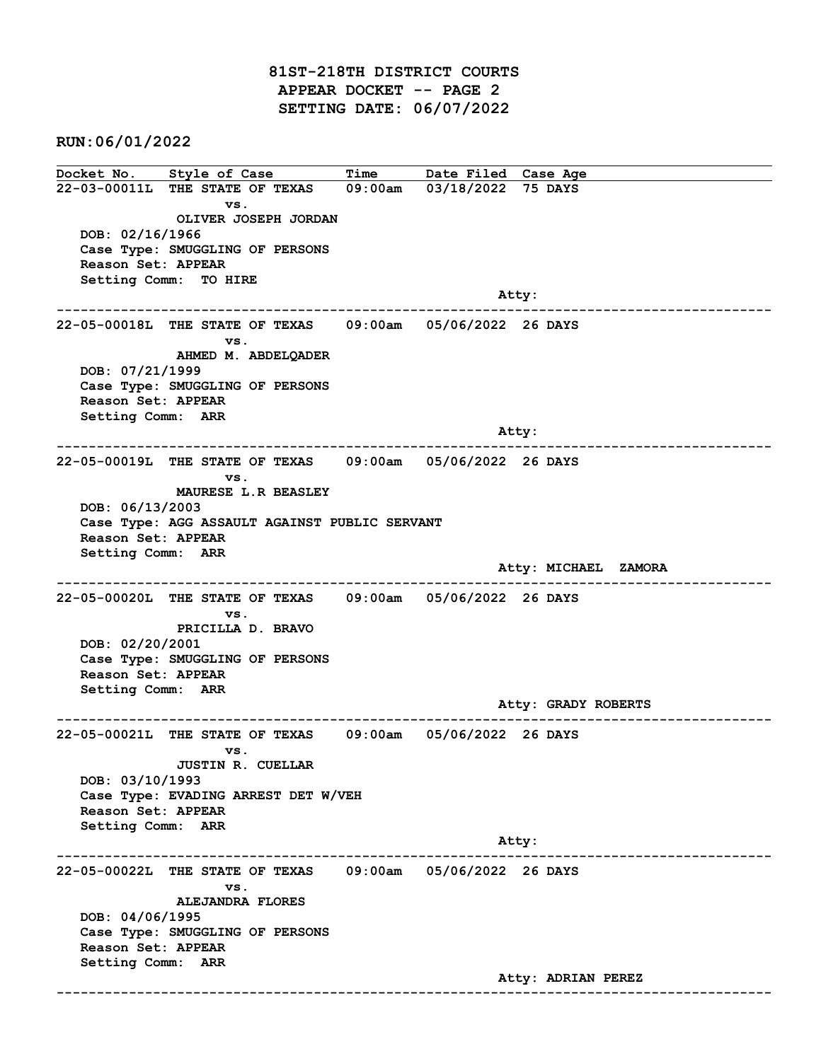# 81ST-218TH DISTRICT COURTS
## APPEAR DOCKET -- PAGE 2
## SETTING DATE: 06/07/2022

**RUN:06/01/2022**

| Docket No. | Style of Case | Time | Date Filed | Case Age |
|---|---|---|---|---|

---

**22-03-00011L** THE STATE OF TEXAS vs. OLIVER JOSEPH JORDAN — 09:00am — 03/18/2022 — 75 DAYS

DOB: 02/16/1966
Case Type: SMUGGLING OF PERSONS
Reason Set: APPEAR
Setting Comm: TO HIRE
Atty:

---

**22-05-00018L** THE STATE OF TEXAS vs. AHMED M. ABDELQADER — 09:00am — 05/06/2022 — 26 DAYS

DOB: 07/21/1999
Case Type: SMUGGLING OF PERSONS
Reason Set: APPEAR
Setting Comm: ARR
Atty:

---

**22-05-00019L** THE STATE OF TEXAS vs. MAURESE L.R BEASLEY — 09:00am — 05/06/2022 — 26 DAYS

DOB: 06/13/2003
Case Type: AGG ASSAULT AGAINST PUBLIC SERVANT
Reason Set: APPEAR
Setting Comm: ARR
Atty: MICHAEL ZAMORA

---

**22-05-00020L** THE STATE OF TEXAS vs. PRICILLA D. BRAVO — 09:00am — 05/06/2022 — 26 DAYS

DOB: 02/20/2001
Case Type: SMUGGLING OF PERSONS
Reason Set: APPEAR
Setting Comm: ARR
Atty: GRADY ROBERTS

---

**22-05-00021L** THE STATE OF TEXAS vs. JUSTIN R. CUELLAR — 09:00am — 05/06/2022 — 26 DAYS

DOB: 03/10/1993
Case Type: EVADING ARREST DET W/VEH
Reason Set: APPEAR
Setting Comm: ARR
Atty:

---

**22-05-00022L** THE STATE OF TEXAS vs. ALEJANDRA FLORES — 09:00am — 05/06/2022 — 26 DAYS

DOB: 04/06/1995
Case Type: SMUGGLING OF PERSONS
Reason Set: APPEAR
Setting Comm: ARR
Atty: ADRIAN PEREZ

---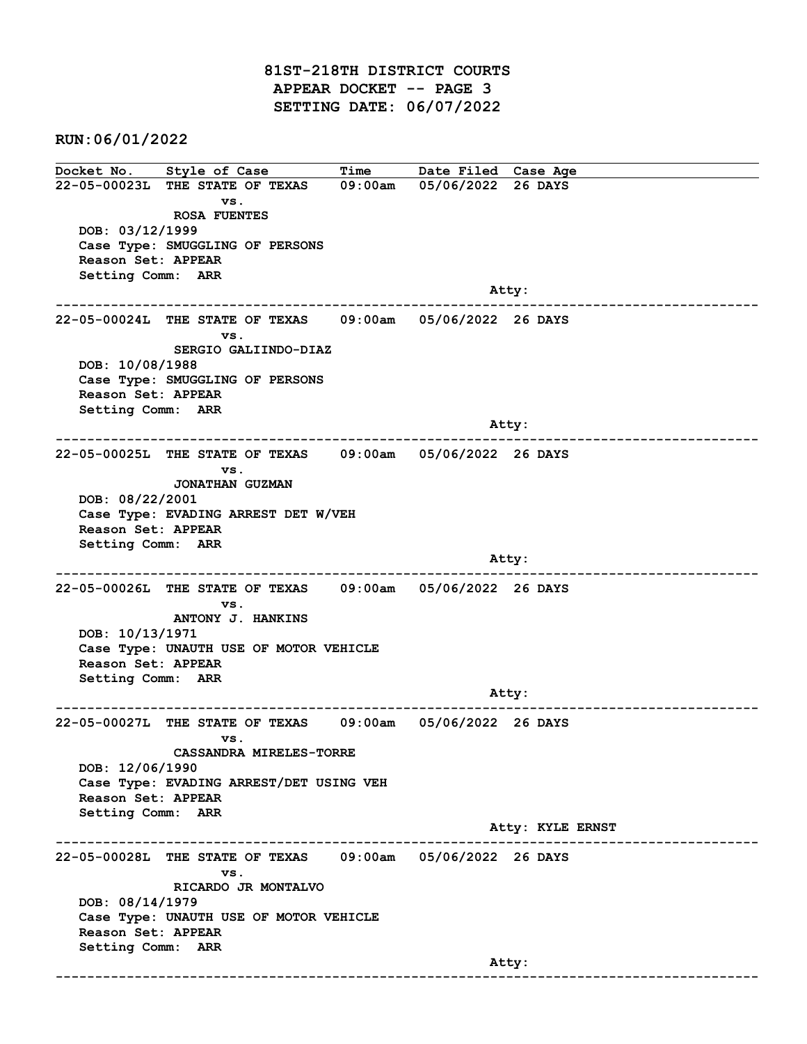# 81ST-218TH DISTRICT COURTS
## APPEAR DOCKET -- PAGE 3
## SETTING DATE: 06/07/2022

**RUN:06/01/2022**

| Docket No. | Style of Case | Time | Date Filed | Case Age |
|---|---|---|---|---|
| 22-05-00023L | THE STATE OF TEXAS vs. ROSA FUENTES | 09:00am | 05/06/2022 | 26 DAYS |

DOB: 03/12/1999
Case Type: SMUGGLING OF PERSONS
Reason Set: APPEAR
Setting Comm: ARR
Atty:

---

| Docket No. | Style of Case | Time | Date Filed | Case Age |
|---|---|---|---|---|
| 22-05-00024L | THE STATE OF TEXAS vs. SERGIO GALIINDO-DIAZ | 09:00am | 05/06/2022 | 26 DAYS |

DOB: 10/08/1988
Case Type: SMUGGLING OF PERSONS
Reason Set: APPEAR
Setting Comm: ARR
Atty:

---

| Docket No. | Style of Case | Time | Date Filed | Case Age |
|---|---|---|---|---|
| 22-05-00025L | THE STATE OF TEXAS vs. JONATHAN GUZMAN | 09:00am | 05/06/2022 | 26 DAYS |

DOB: 08/22/2001
Case Type: EVADING ARREST DET W/VEH
Reason Set: APPEAR
Setting Comm: ARR
Atty:

---

| Docket No. | Style of Case | Time | Date Filed | Case Age |
|---|---|---|---|---|
| 22-05-00026L | THE STATE OF TEXAS vs. ANTONY J. HANKINS | 09:00am | 05/06/2022 | 26 DAYS |

DOB: 10/13/1971
Case Type: UNAUTH USE OF MOTOR VEHICLE
Reason Set: APPEAR
Setting Comm: ARR
Atty:

---

| Docket No. | Style of Case | Time | Date Filed | Case Age |
|---|---|---|---|---|
| 22-05-00027L | THE STATE OF TEXAS vs. CASSANDRA MIRELES-TORRE | 09:00am | 05/06/2022 | 26 DAYS |

DOB: 12/06/1990
Case Type: EVADING ARREST/DET USING VEH
Reason Set: APPEAR
Setting Comm: ARR
Atty: KYLE ERNST

---

| Docket No. | Style of Case | Time | Date Filed | Case Age |
|---|---|---|---|---|
| 22-05-00028L | THE STATE OF TEXAS vs. RICARDO JR MONTALVO | 09:00am | 05/06/2022 | 26 DAYS |

DOB: 08/14/1979
Case Type: UNAUTH USE OF MOTOR VEHICLE
Reason Set: APPEAR
Setting Comm: ARR
Atty:

---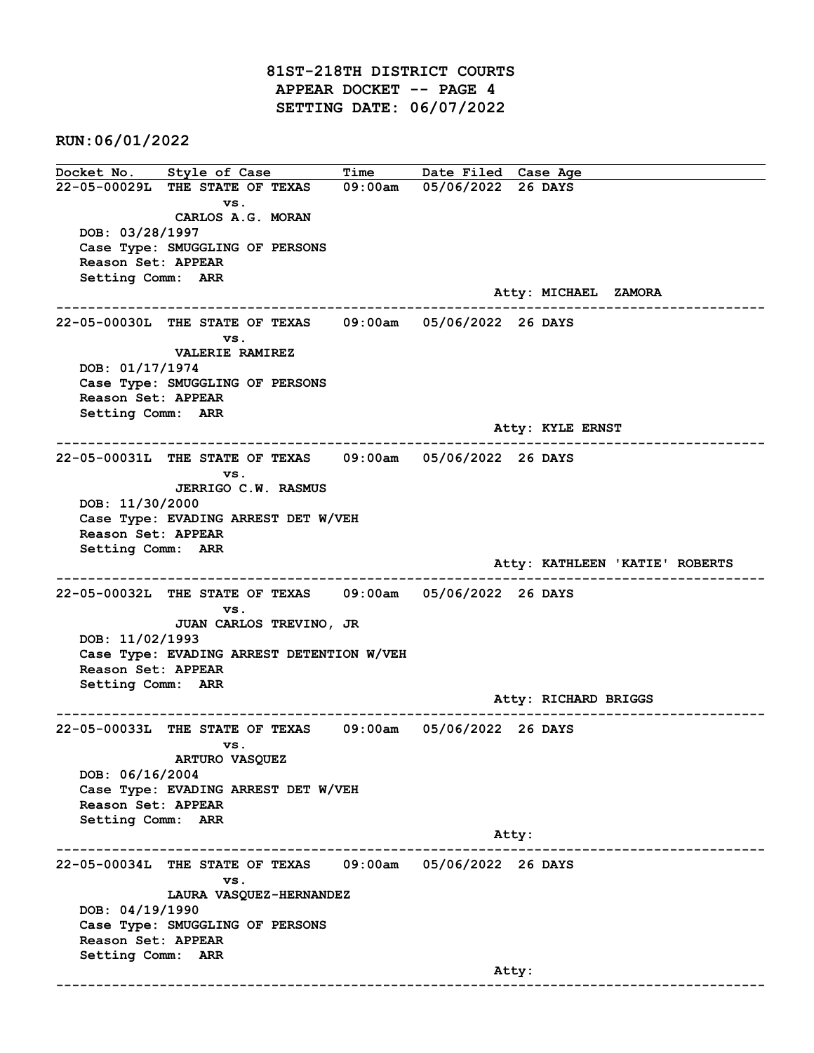# 81ST-218TH DISTRICT COURTS
## APPEAR DOCKET -- PAGE 4
## SETTING DATE: 06/07/2022

**RUN:06/01/2022**

| Docket No. | Style of Case | Time | Date Filed | Case Age |
|---|---|---|---|---|

**22-05-00029L** THE STATE OF TEXAS vs. CARLOS A.G. MORAN — 09:00am — 05/06/2022 — 26 DAYS

DOB: 03/28/1997
Case Type: SMUGGLING OF PERSONS
Reason Set: APPEAR
Setting Comm: ARR
Atty: MICHAEL ZAMORA

---

**22-05-00030L** THE STATE OF TEXAS vs. VALERIE RAMIREZ — 09:00am — 05/06/2022 — 26 DAYS

DOB: 01/17/1974
Case Type: SMUGGLING OF PERSONS
Reason Set: APPEAR
Setting Comm: ARR
Atty: KYLE ERNST

---

**22-05-00031L** THE STATE OF TEXAS vs. JERRIGO C.W. RASMUS — 09:00am — 05/06/2022 — 26 DAYS

DOB: 11/30/2000
Case Type: EVADING ARREST DET W/VEH
Reason Set: APPEAR
Setting Comm: ARR
Atty: KATHLEEN 'KATIE' ROBERTS

---

**22-05-00032L** THE STATE OF TEXAS vs. JUAN CARLOS TREVINO, JR — 09:00am — 05/06/2022 — 26 DAYS

DOB: 11/02/1993
Case Type: EVADING ARREST DETENTION W/VEH
Reason Set: APPEAR
Setting Comm: ARR
Atty: RICHARD BRIGGS

---

**22-05-00033L** THE STATE OF TEXAS vs. ARTURO VASQUEZ — 09:00am — 05/06/2022 — 26 DAYS

DOB: 06/16/2004
Case Type: EVADING ARREST DET W/VEH
Reason Set: APPEAR
Setting Comm: ARR
Atty:

---

**22-05-00034L** THE STATE OF TEXAS vs. LAURA VASQUEZ-HERNANDEZ — 09:00am — 05/06/2022 — 26 DAYS

DOB: 04/19/1990
Case Type: SMUGGLING OF PERSONS
Reason Set: APPEAR
Setting Comm: ARR
Atty:

---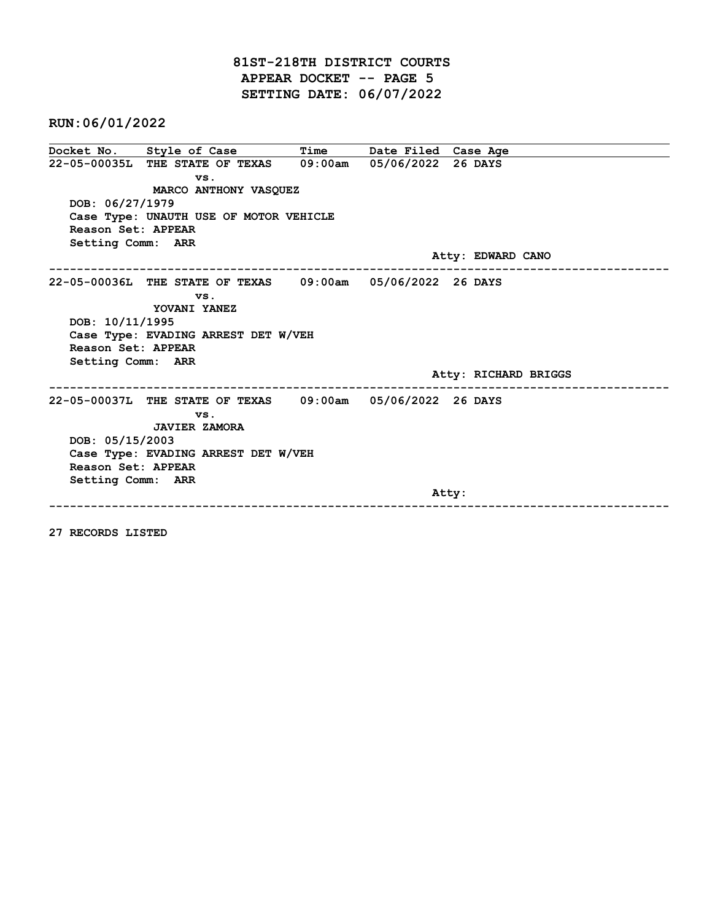# 81ST-218TH DISTRICT COURTS
## APPEAR DOCKET -- PAGE 5
## SETTING DATE: 06/07/2022

**RUN:06/01/2022**

| Docket No. | Style of Case | Time | Date Filed | Case Age |
|---|---|---|---|---|
| 22-05-00035L | THE STATE OF TEXAS vs. MARCO ANTHONY VASQUEZ | 09:00am | 05/06/2022 | 26 DAYS |

DOB: 06/27/1979
Case Type: UNAUTH USE OF MOTOR VEHICLE
Reason Set: APPEAR
Setting Comm: ARR
Atty: EDWARD CANO

---

| Docket No. | Style of Case | Time | Date Filed | Case Age |
|---|---|---|---|---|
| 22-05-00036L | THE STATE OF TEXAS vs. YOVANI YANEZ | 09:00am | 05/06/2022 | 26 DAYS |

DOB: 10/11/1995
Case Type: EVADING ARREST DET W/VEH
Reason Set: APPEAR
Setting Comm: ARR
Atty: RICHARD BRIGGS

---

| Docket No. | Style of Case | Time | Date Filed | Case Age |
|---|---|---|---|---|
| 22-05-00037L | THE STATE OF TEXAS vs. JAVIER ZAMORA | 09:00am | 05/06/2022 | 26 DAYS |

DOB: 05/15/2003
Case Type: EVADING ARREST DET W/VEH
Reason Set: APPEAR
Setting Comm: ARR
Atty:

---

27 RECORDS LISTED